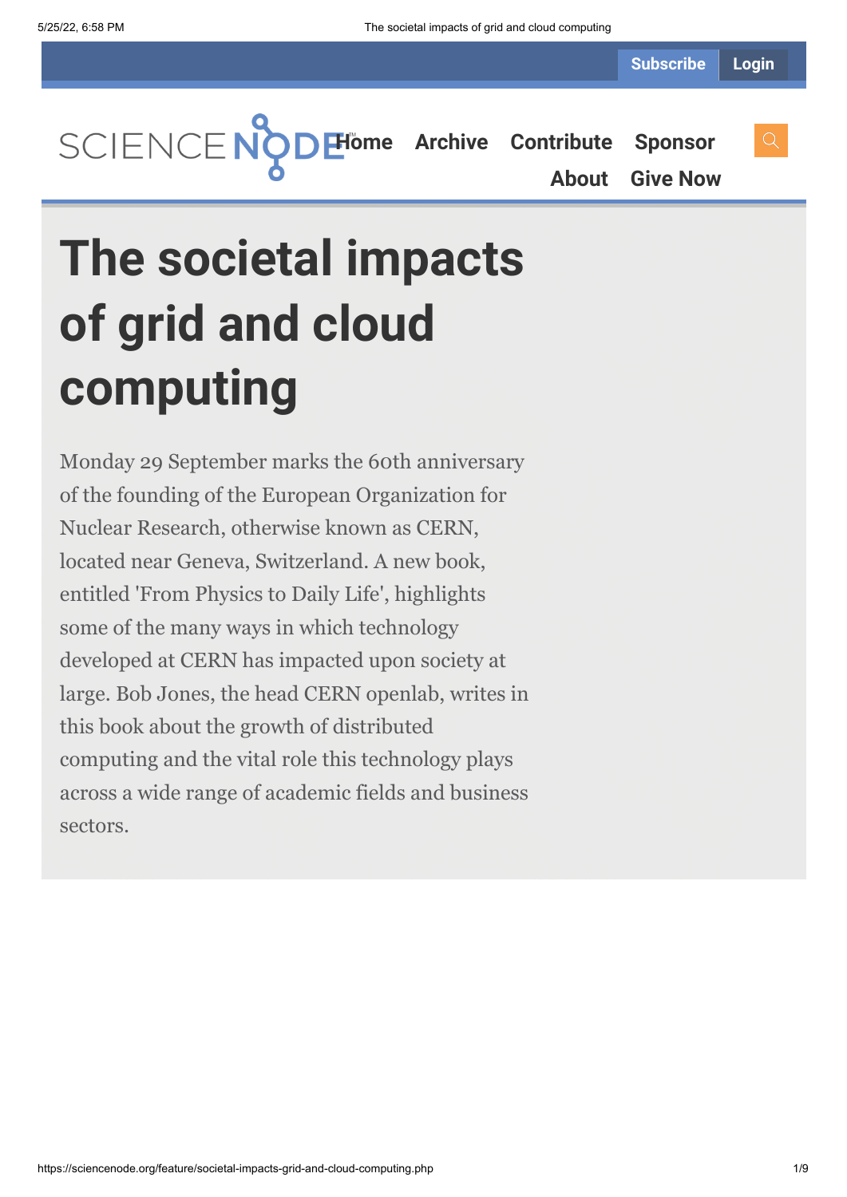# The societal impacts of grid and cloud computing

Monday 29 September marks the 60th anniversary of the founding of the European Organization for Nuclear Research, otherwise known as CERN, located near Geneva, Switzerland. A new book, entitled 'From Physics to Daily Life', highlights some of the many ways in which technology developed at CERN has impacted upon society at large. Bob Jones, the head CERN openlab, writes in this book about the growth of distributed computing and the vital role this technology plays across a wide range of academic fields and business sectors.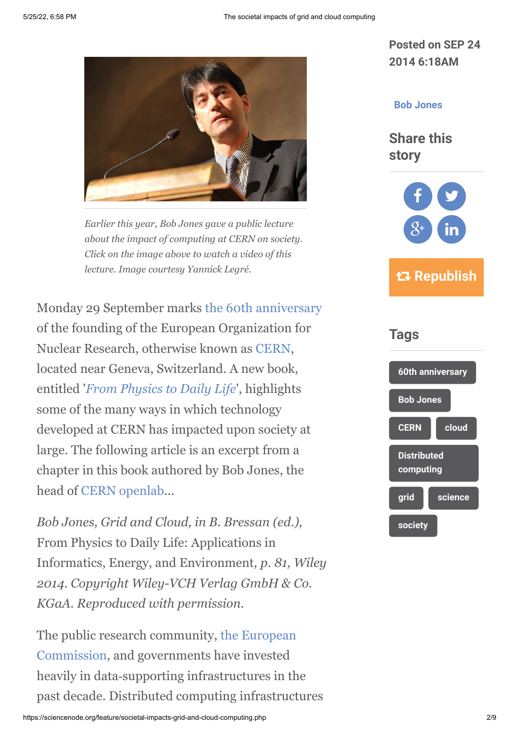*Earlier this year, Bob Jones gave a public lecture about the impact of computing at CERN on society. Click on the image above to watch a video of this lecture. Image courtesy Yannick Legré.*

Monday 29 September marks the 60th anniversary of the founding of the European Organization for Nuclear Research, otherwise known as CERN, located near Geneva, Switzerland. A new book, entitled '*From Physics to Daily Life*', highlights some of the many ways in which technology developed at CERN has impacted upon society at large. The following article is an excerpt from a chapter in this book authored by Bob Jones, the head of CERN openlab...

*Bob Jones, Grid and Cloud, in B. Bressan (ed.),* From Physics to Daily Life: Applications in Informatics, Energy, and Environment*, p. 81, Wiley 2014. Copyright Wiley-VCH Verlag GmbH & Co. KGaA. Reproduced with permission.*

The public research community, the European Commission, and governments have invested heavily in data-supporting infrastructures in the past decade. Distributed computing infrastructures

**Posted on SEP 24 2014 6:18AM**

**Bob Jones**

## Share this story

**Republish**

## Tags

60th anniversary

Bob Jones

CERN

cloud

Distributed computing

grid

science

society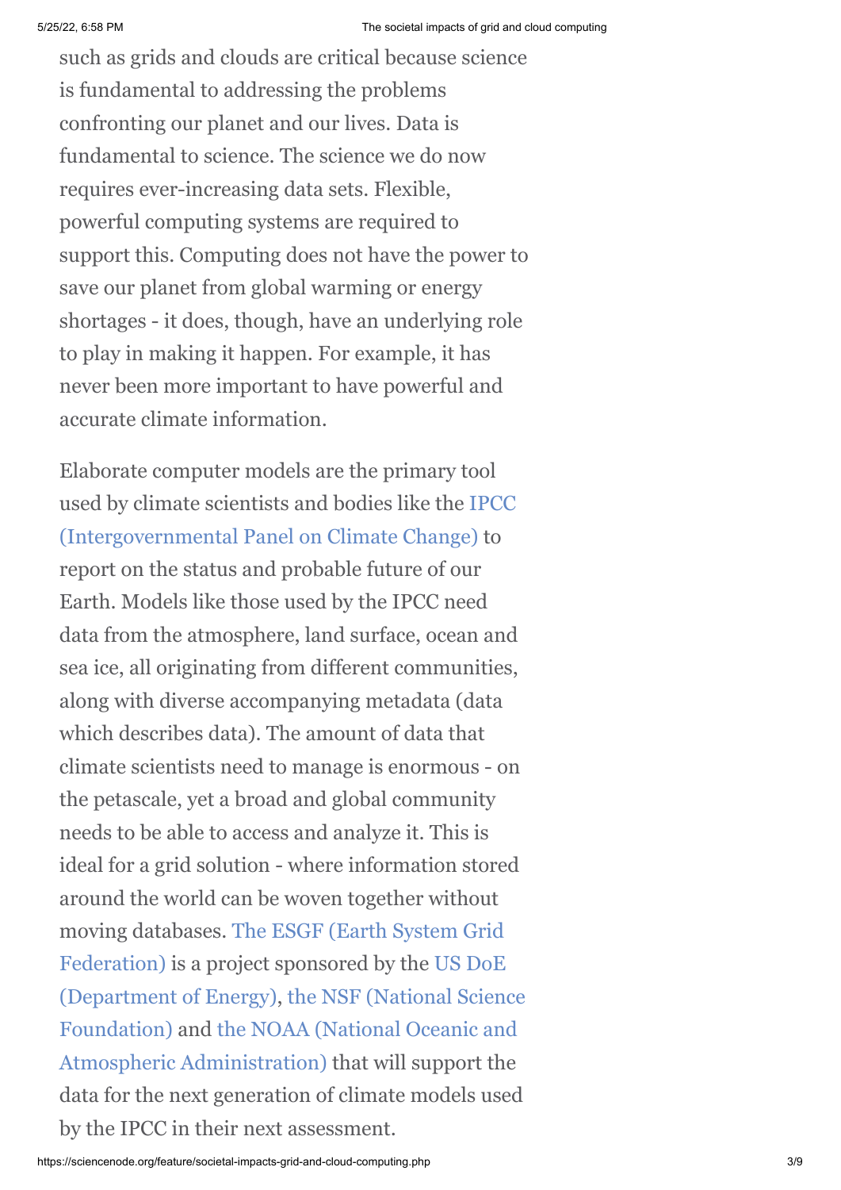such as grids and clouds are critical because science is fundamental to addressing the problems confronting our planet and our lives. Data is fundamental to science. The science we do now requires ever-increasing data sets. Flexible, powerful computing systems are required to support this. Computing does not have the power to save our planet from global warming or energy shortages - it does, though, have an underlying role to play in making it happen. For example, it has never been more important to have powerful and accurate climate information.

Elaborate computer models are the primary tool used by climate scientists and bodies like the IPCC (Intergovernmental Panel on Climate Change) to report on the status and probable future of our Earth. Models like those used by the IPCC need data from the atmosphere, land surface, ocean and sea ice, all originating from different communities, along with diverse accompanying metadata (data which describes data). The amount of data that climate scientists need to manage is enormous - on the petascale, yet a broad and global community needs to be able to access and analyze it. This is ideal for a grid solution - where information stored around the world can be woven together without moving databases. The ESGF (Earth System Grid Federation) is a project sponsored by the US DoE (Department of Energy), the NSF (National Science Foundation) and the NOAA (National Oceanic and Atmospheric Administration) that will support the data for the next generation of climate models used by the IPCC in their next assessment.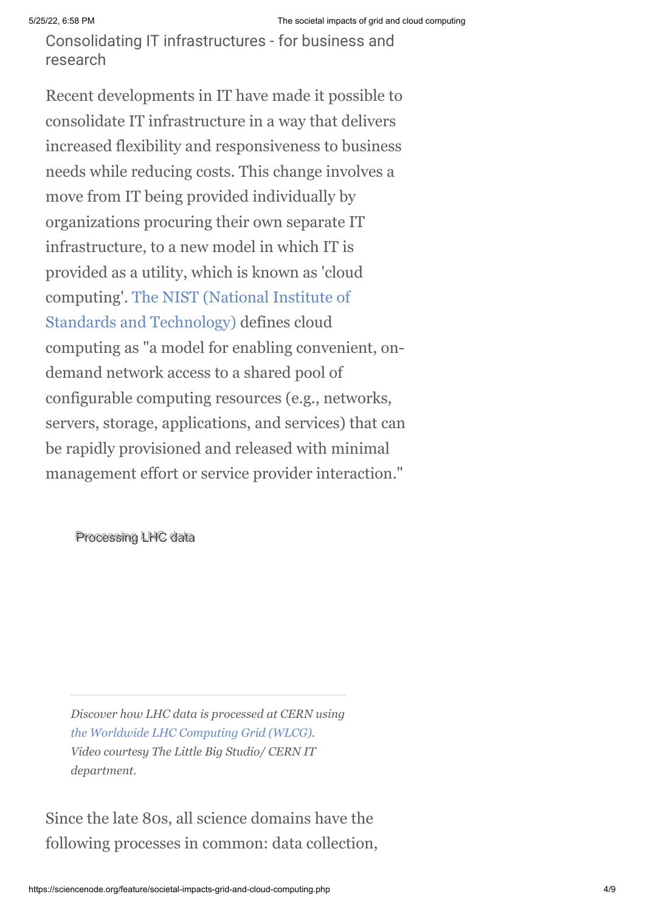## Consolidating IT infrastructures - for business and research

Recent developments in IT have made it possible to consolidate IT infrastructure in a way that delivers increased flexibility and responsiveness to business needs while reducing costs. This change involves a move from IT being provided individually by organizations procuring their own separate IT infrastructure, to a new model in which IT is provided as a utility, which is known as 'cloud computing'. The NIST (National Institute of Standards and Technology) defines cloud computing as "a model for enabling convenient, on-demand network access to a shared pool of configurable computing resources (e.g., networks, servers, storage, applications, and services) that can be rapidly provisioned and released with minimal management effort or service provider interaction."

Processing LHC data

*Discover how LHC data is processed at CERN using the Worldwide LHC Computing Grid (WLCG). Video courtesy The Little Big Studio/ CERN IT department.*

Since the late 80s, all science domains have the following processes in common: data collection,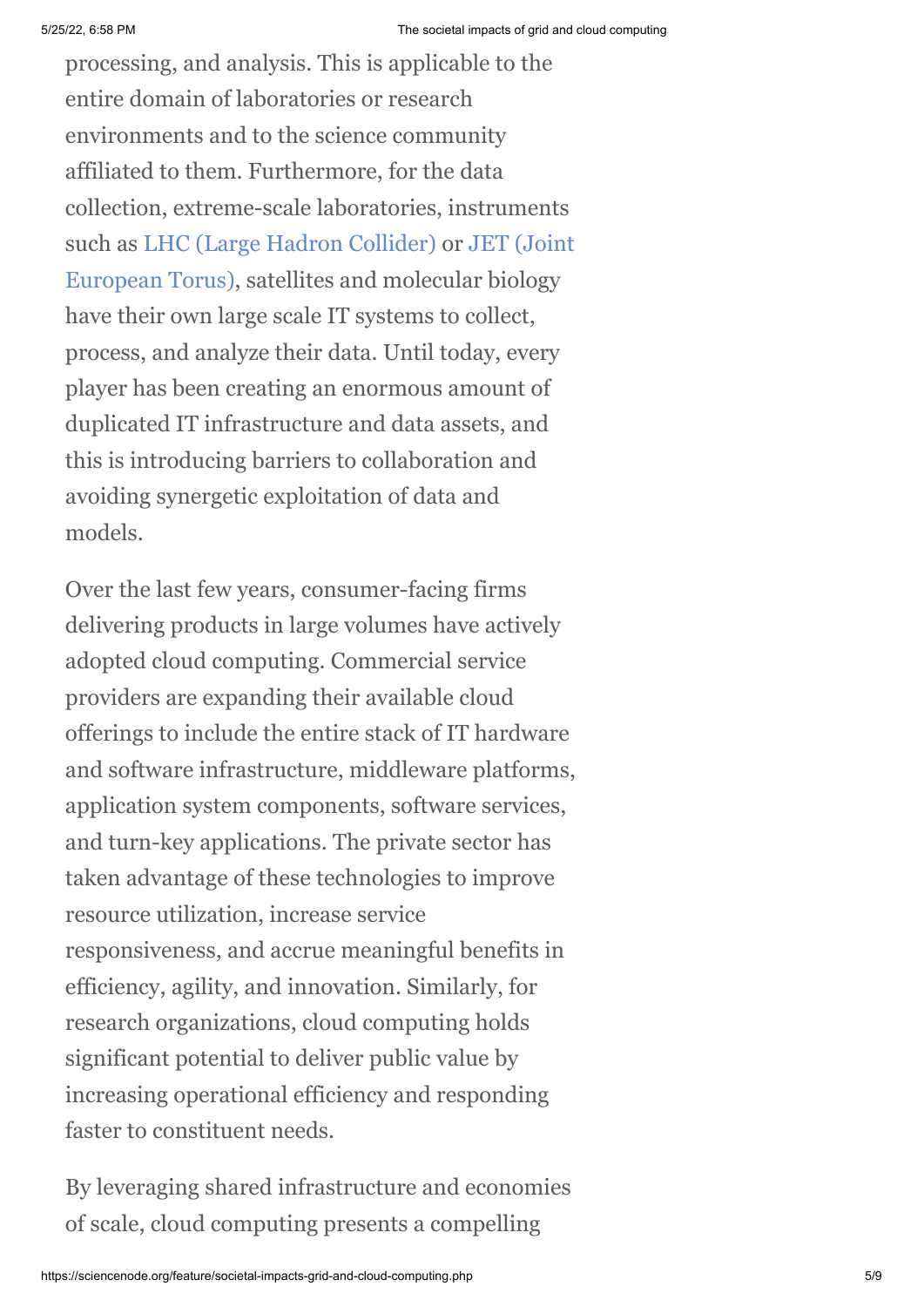processing, and analysis. This is applicable to the entire domain of laboratories or research environments and to the science community affiliated to them. Furthermore, for the data collection, extreme-scale laboratories, instruments such as LHC (Large Hadron Collider) or JET (Joint European Torus), satellites and molecular biology have their own large scale IT systems to collect, process, and analyze their data. Until today, every player has been creating an enormous amount of duplicated IT infrastructure and data assets, and this is introducing barriers to collaboration and avoiding synergetic exploitation of data and models.

Over the last few years, consumer-facing firms delivering products in large volumes have actively adopted cloud computing. Commercial service providers are expanding their available cloud offerings to include the entire stack of IT hardware and software infrastructure, middleware platforms, application system components, software services, and turn-key applications. The private sector has taken advantage of these technologies to improve resource utilization, increase service responsiveness, and accrue meaningful benefits in efficiency, agility, and innovation. Similarly, for research organizations, cloud computing holds significant potential to deliver public value by increasing operational efficiency and responding faster to constituent needs.

By leveraging shared infrastructure and economies of scale, cloud computing presents a compelling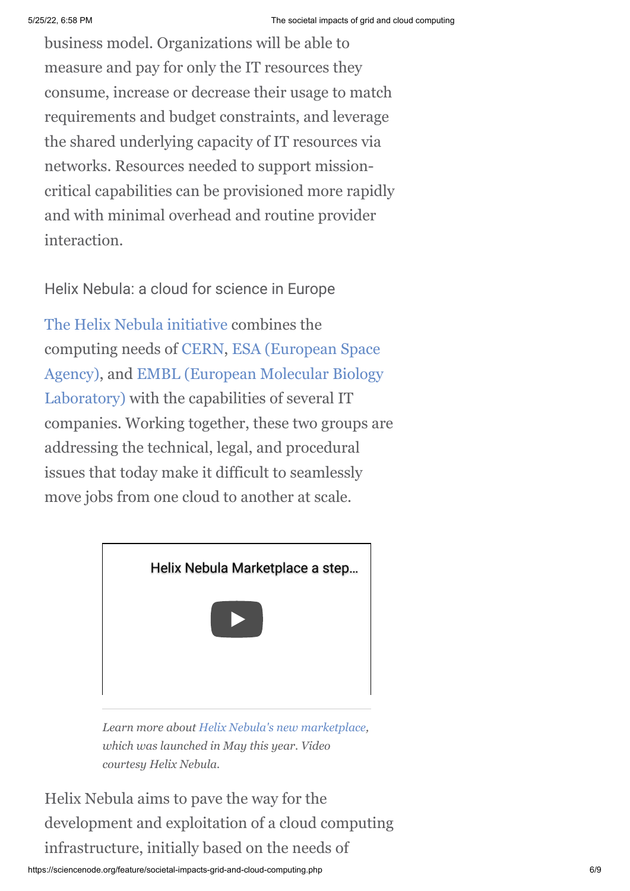business model. Organizations will be able to measure and pay for only the IT resources they consume, increase or decrease their usage to match requirements and budget constraints, and leverage the shared underlying capacity of IT resources via networks. Resources needed to support mission-critical capabilities can be provisioned more rapidly and with minimal overhead and routine provider interaction.

## Helix Nebula: a cloud for science in Europe

The Helix Nebula initiative combines the computing needs of CERN, ESA (European Space Agency), and EMBL (European Molecular Biology Laboratory) with the capabilities of several IT companies. Working together, these two groups are addressing the technical, legal, and procedural issues that today make it difficult to seamlessly move jobs from one cloud to another at scale.

Helix Nebula Marketplace a step...

*Learn more about Helix Nebula's new marketplace, which was launched in May this year. Video courtesy Helix Nebula.*

Helix Nebula aims to pave the way for the development and exploitation of a cloud computing infrastructure, initially based on the needs of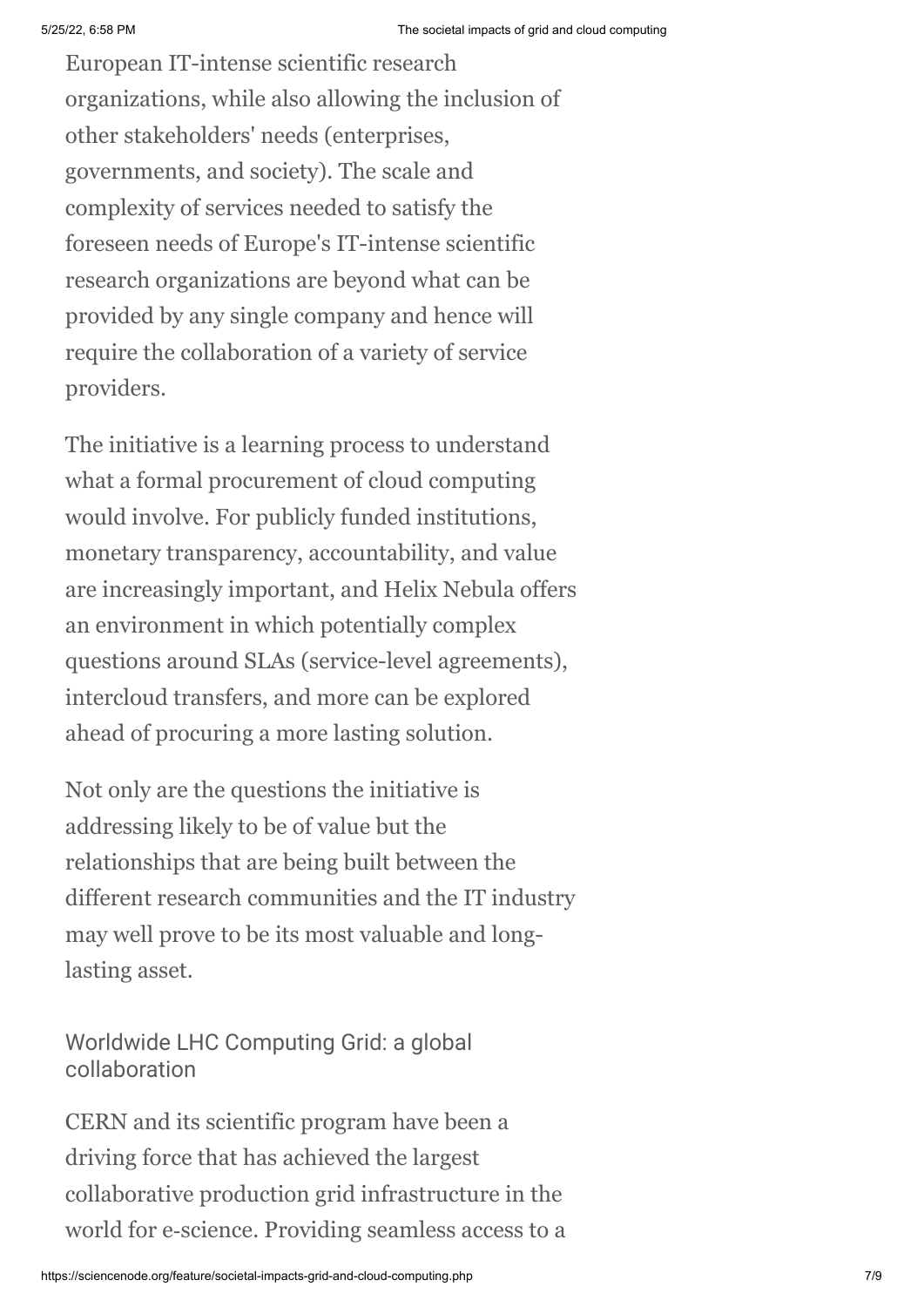European IT-intense scientific research organizations, while also allowing the inclusion of other stakeholders' needs (enterprises, governments, and society). The scale and complexity of services needed to satisfy the foreseen needs of Europe's IT-intense scientific research organizations are beyond what can be provided by any single company and hence will require the collaboration of a variety of service providers.

The initiative is a learning process to understand what a formal procurement of cloud computing would involve. For publicly funded institutions, monetary transparency, accountability, and value are increasingly important, and Helix Nebula offers an environment in which potentially complex questions around SLAs (service-level agreements), intercloud transfers, and more can be explored ahead of procuring a more lasting solution.

Not only are the questions the initiative is addressing likely to be of value but the relationships that are being built between the different research communities and the IT industry may well prove to be its most valuable and long-lasting asset.

## Worldwide LHC Computing Grid: a global collaboration

CERN and its scientific program have been a driving force that has achieved the largest collaborative production grid infrastructure in the world for e-science. Providing seamless access to a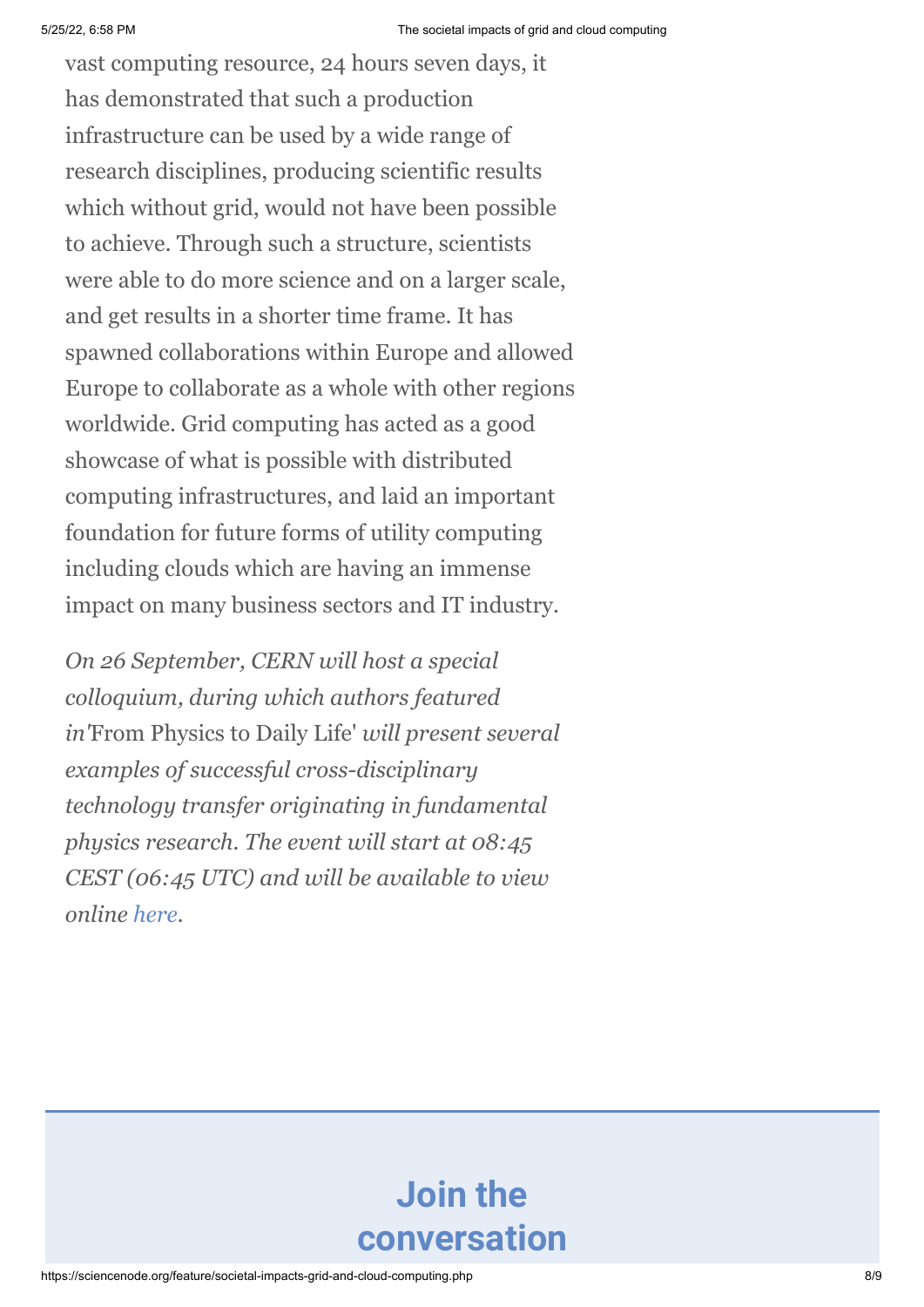vast computing resource, 24 hours seven days, it has demonstrated that such a production infrastructure can be used by a wide range of research disciplines, producing scientific results which without grid, would not have been possible to achieve. Through such a structure, scientists were able to do more science and on a larger scale, and get results in a shorter time frame. It has spawned collaborations within Europe and allowed Europe to collaborate as a whole with other regions worldwide. Grid computing has acted as a good showcase of what is possible with distributed computing infrastructures, and laid an important foundation for future forms of utility computing including clouds which are having an immense impact on many business sectors and IT industry.

*On 26 September, CERN will host a special colloquium, during which authors featured in*'From Physics to Daily Life' *will present several examples of successful cross-disciplinary technology transfer originating in fundamental physics research. The event will start at 08:45 CEST (06:45 UTC) and will be available to view online here.*

## Join the conversation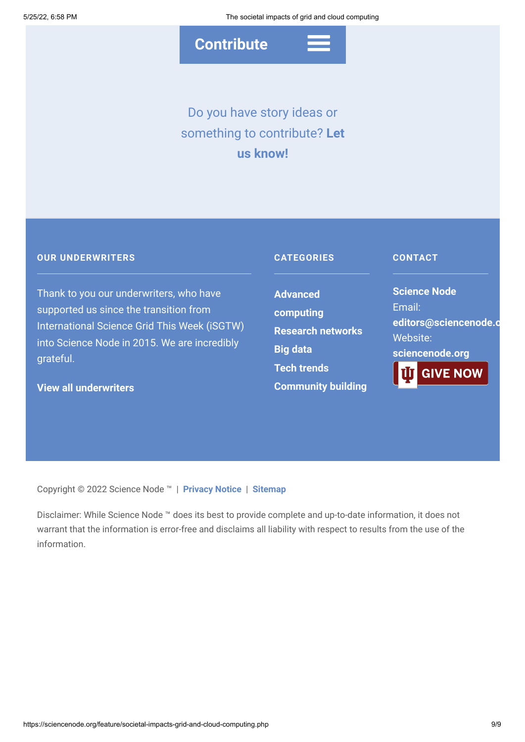**Contribute**

Do you have story ideas or something to contribute? **Let us know!**

## OUR UNDERWRITERS

Thank to you our underwriters, who have supported us since the transition from International Science Grid This Week (iSGTW) into Science Node in 2015. We are incredibly grateful.

**View all underwriters**

## CATEGORIES

**Advanced computing**

**Research networks**

**Big data**

**Tech trends**

**Community building**

## CONTACT

**Science Node**

Email:
**editors@sciencenode.o**

Website:
**sciencenode.org**

**GIVE NOW**

Copyright © 2022 Science Node ™ | **Privacy Notice** | **Sitemap**

Disclaimer: While Science Node ™ does its best to provide complete and up-to-date information, it does not warrant that the information is error-free and disclaims all liability with respect to results from the use of the information.